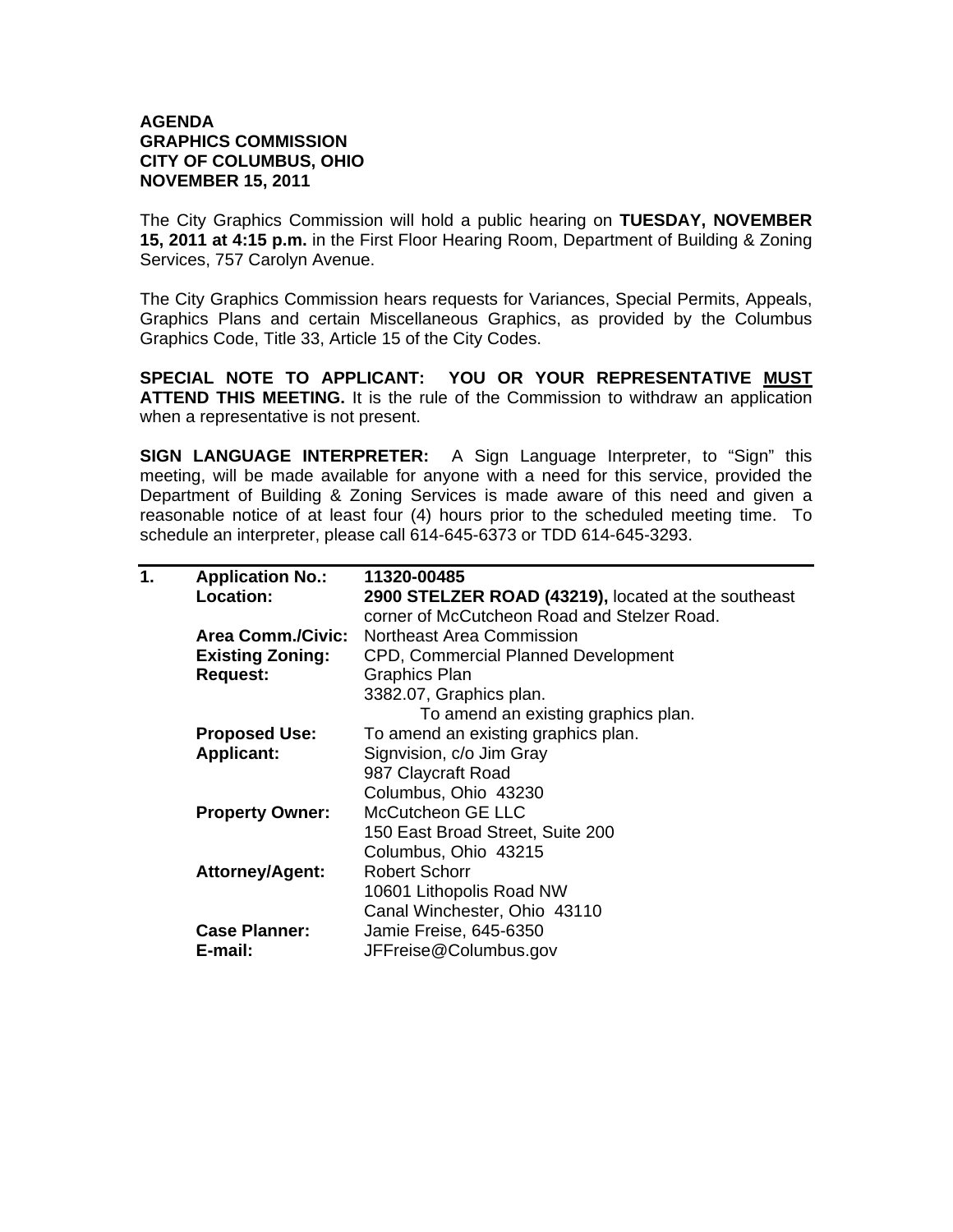**AGENDA**
**GRAPHICS COMMISSION**
**CITY OF COLUMBUS, OHIO**
**NOVEMBER 15, 2011**

The City Graphics Commission will hold a public hearing on **TUESDAY, NOVEMBER 15, 2011 at 4:15 p.m.** in the First Floor Hearing Room, Department of Building & Zoning Services, 757 Carolyn Avenue.

The City Graphics Commission hears requests for Variances, Special Permits, Appeals, Graphics Plans and certain Miscellaneous Graphics, as provided by the Columbus Graphics Code, Title 33, Article 15 of the City Codes.

**SPECIAL NOTE TO APPLICANT: YOU OR YOUR REPRESENTATIVE MUST ATTEND THIS MEETING.** It is the rule of the Commission to withdraw an application when a representative is not present.

**SIGN LANGUAGE INTERPRETER:** A Sign Language Interpreter, to "Sign" this meeting, will be made available for anyone with a need for this service, provided the Department of Building & Zoning Services is made aware of this need and given a reasonable notice of at least four (4) hours prior to the scheduled meeting time. To schedule an interpreter, please call 614-645-6373 or TDD 614-645-3293.

---

**1.** **Application No.:** **11320-00485**

**Location:** **2900 STELZER ROAD (43219),** located at the southeast corner of McCutcheon Road and Stelzer Road.

**Area Comm./Civic:** Northeast Area Commission

**Existing Zoning:** CPD, Commercial Planned Development

**Request:** Graphics Plan
3382.07, Graphics plan.
To amend an existing graphics plan.

**Proposed Use:** To amend an existing graphics plan.

**Applicant:** Signvision, c/o Jim Gray
987 Claycraft Road
Columbus, Ohio 43230

**Property Owner:** McCutcheon GE LLC
150 East Broad Street, Suite 200
Columbus, Ohio 43215

**Attorney/Agent:** Robert Schorr
10601 Lithopolis Road NW
Canal Winchester, Ohio 43110

**Case Planner:** Jamie Freise, 645-6350

**E-mail:** JFFreise@Columbus.gov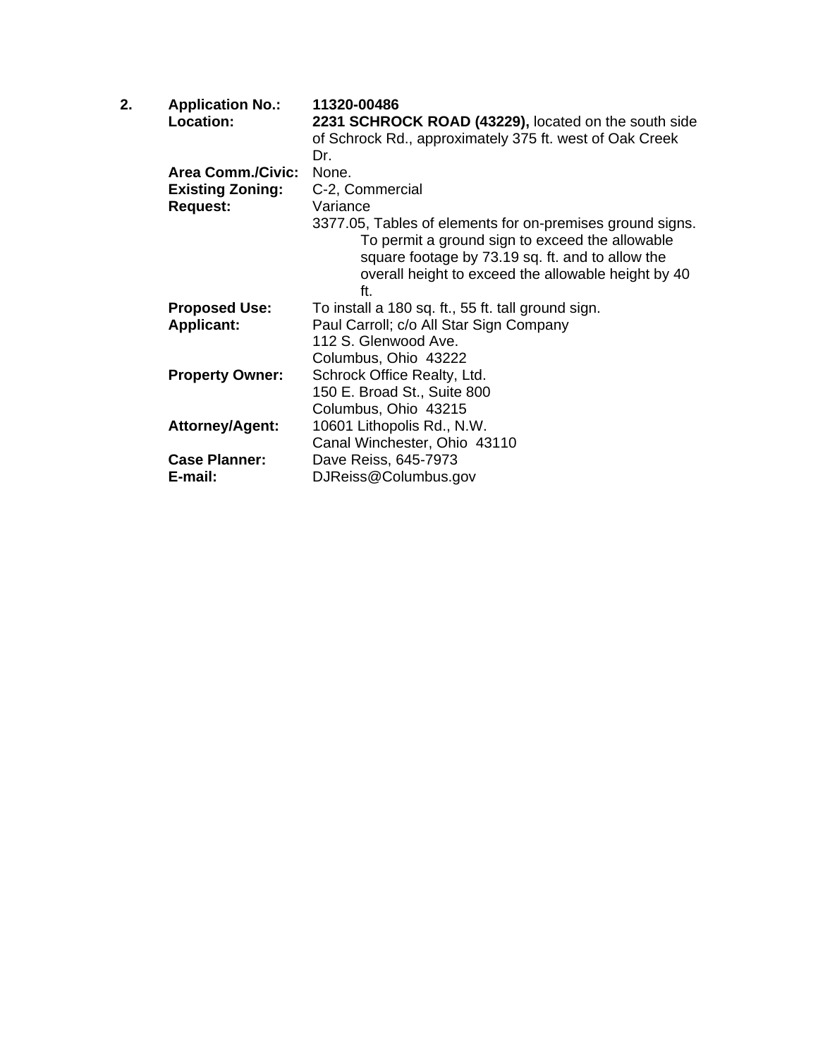**2.** **Application No.:** **11320-00486**

**Location:** **2231 SCHROCK ROAD (43229),** located on the south side of Schrock Rd., approximately 375 ft. west of Oak Creek Dr.

**Area Comm./Civic:** None.

**Existing Zoning:** C-2, Commercial

**Request:** Variance

3377.05, Tables of elements for on-premises ground signs.
To permit a ground sign to exceed the allowable square footage by 73.19 sq. ft. and to allow the overall height to exceed the allowable height by 40 ft.

**Proposed Use:** To install a 180 sq. ft., 55 ft. tall ground sign.

**Applicant:** Paul Carroll; c/o All Star Sign Company
112 S. Glenwood Ave.
Columbus, Ohio 43222

**Property Owner:** Schrock Office Realty, Ltd.
150 E. Broad St., Suite 800
Columbus, Ohio 43215

**Attorney/Agent:** 10601 Lithopolis Rd., N.W.
Canal Winchester, Ohio 43110

**Case Planner:** Dave Reiss, 645-7973

**E-mail:** DJReiss@Columbus.gov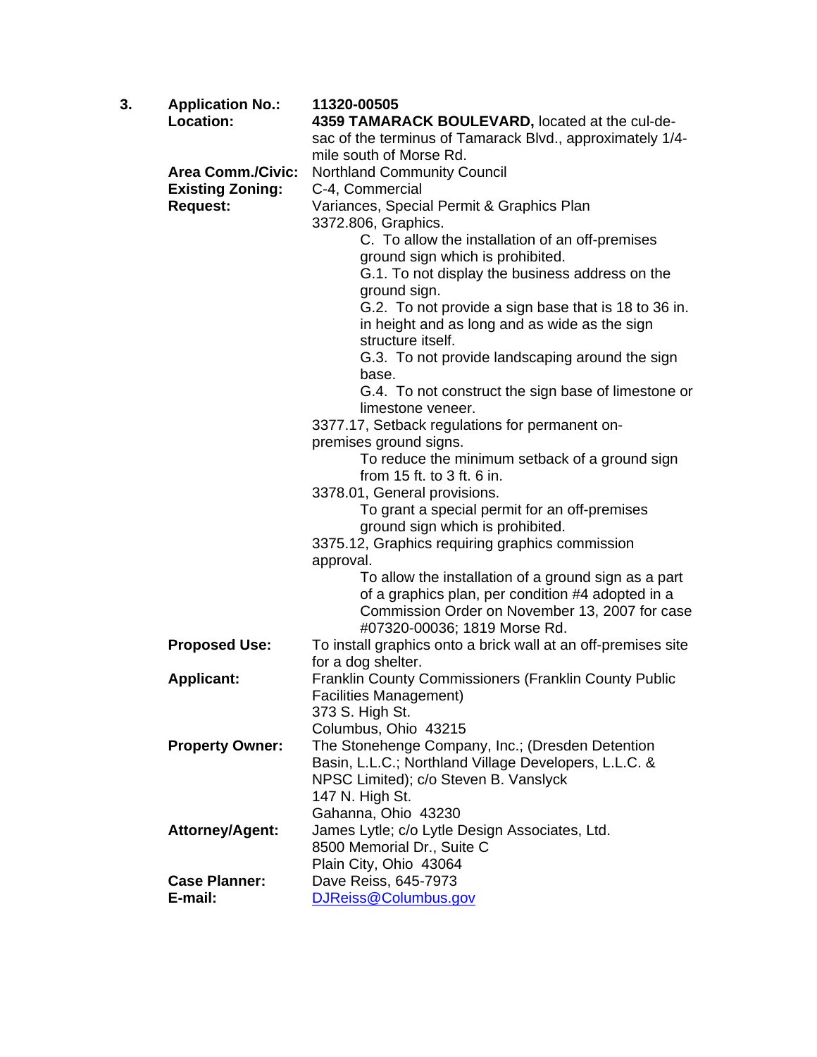**3.** **Application No.:** **11320-00505**

**Location:** **4359 TAMARACK BOULEVARD,** located at the cul-de-sac of the terminus of Tamarack Blvd., approximately 1/4-mile south of Morse Rd.

**Area Comm./Civic:** Northland Community Council

**Existing Zoning:** C-4, Commercial

**Request:** Variances, Special Permit & Graphics Plan

3372.806, Graphics.

- C. To allow the installation of an off-premises ground sign which is prohibited.
- G.1. To not display the business address on the ground sign.
- G.2. To not provide a sign base that is 18 to 36 in. in height and as long and as wide as the sign structure itself.
- G.3. To not provide landscaping around the sign base.
- G.4. To not construct the sign base of limestone or limestone veneer.

3377.17, Setback regulations for permanent on-premises ground signs.

- To reduce the minimum setback of a ground sign from 15 ft. to 3 ft. 6 in.

3378.01, General provisions.

- To grant a special permit for an off-premises ground sign which is prohibited.

3375.12, Graphics requiring graphics commission approval.

- To allow the installation of a ground sign as a part of a graphics plan, per condition #4 adopted in a Commission Order on November 13, 2007 for case #07320-00036; 1819 Morse Rd.

**Proposed Use:** To install graphics onto a brick wall at an off-premises site for a dog shelter.

**Applicant:** Franklin County Commissioners (Franklin County Public Facilities Management)
373 S. High St.
Columbus, Ohio 43215

**Property Owner:** The Stonehenge Company, Inc.; (Dresden Detention Basin, L.L.C.; Northland Village Developers, L.L.C. & NPSC Limited); c/o Steven B. Vanslyck
147 N. High St.
Gahanna, Ohio 43230

**Attorney/Agent:** James Lytle; c/o Lytle Design Associates, Ltd.
8500 Memorial Dr., Suite C
Plain City, Ohio 43064

**Case Planner:** Dave Reiss, 645-7973

**E-mail:** DJReiss@Columbus.gov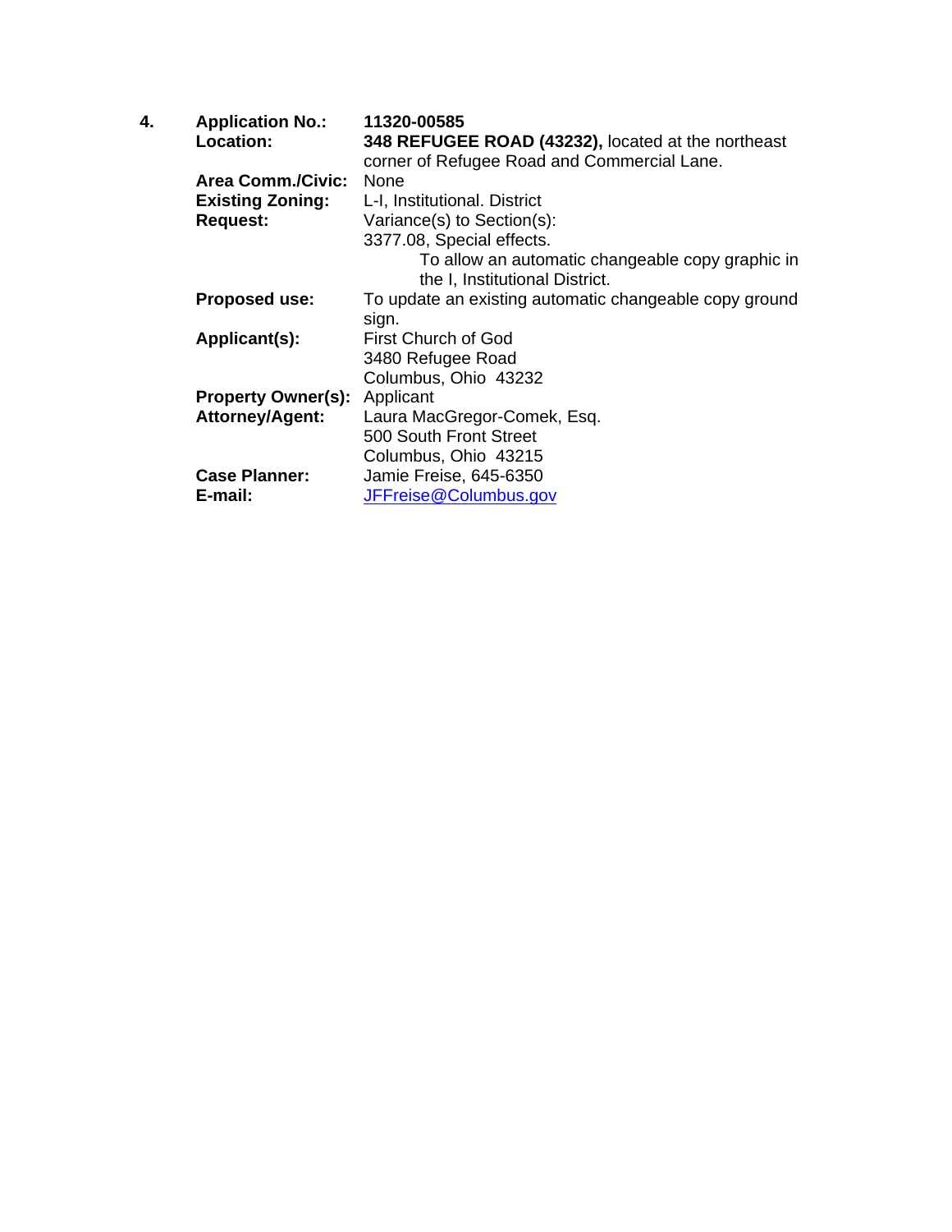4. **Application No.:** **11320-00585**

**Location:** **348 REFUGEE ROAD (43232),** located at the northeast corner of Refugee Road and Commercial Lane.

**Area Comm./Civic:** None

**Existing Zoning:** L-I, Institutional. District

**Request:** Variance(s) to Section(s):
3377.08, Special effects.
To allow an automatic changeable copy graphic in the I, Institutional District.

**Proposed use:** To update an existing automatic changeable copy ground sign.

**Applicant(s):** First Church of God
3480 Refugee Road
Columbus, Ohio 43232

**Property Owner(s):** Applicant

**Attorney/Agent:** Laura MacGregor-Comek, Esq.
500 South Front Street
Columbus, Ohio 43215

**Case Planner:** Jamie Freise, 645-6350

**E-mail:** JFFreise@Columbus.gov